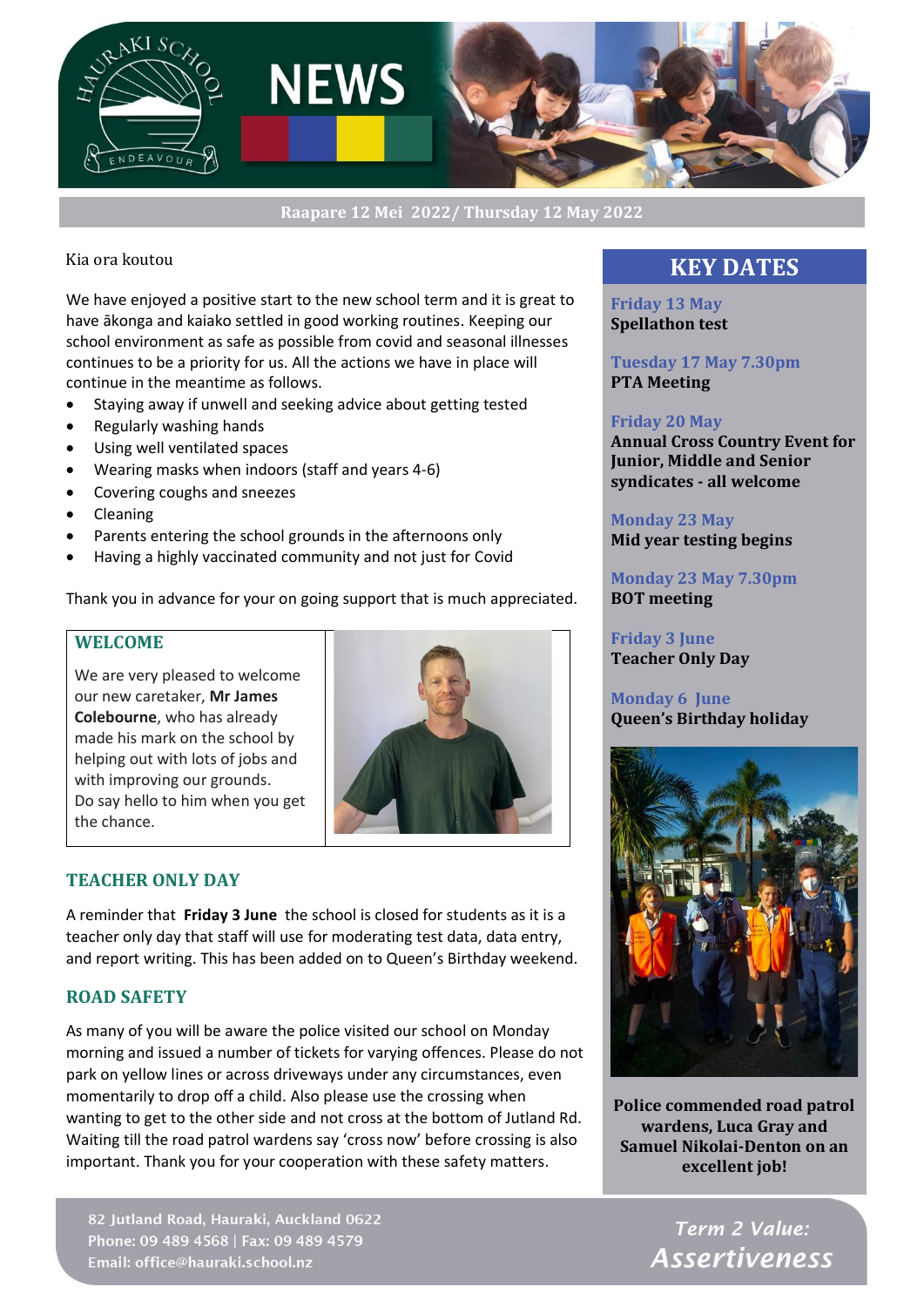# NEWS

Hauraki School — Endeavour

**Raapare 12 Mei 2022/ Thursday 12 May 2022**

Kia ora koutou

We have enjoyed a positive start to the new school term and it is great to have ākonga and kaiako settled in good working routines. Keeping our school environment as safe as possible from covid and seasonal illnesses continues to be a priority for us. All the actions we have in place will continue in the meantime as follows.

- Staying away if unwell and seeking advice about getting tested
- Regularly washing hands
- Using well ventilated spaces
- Wearing masks when indoors (staff and years 4-6)
- Covering coughs and sneezes
- Cleaning
- Parents entering the school grounds in the afternoons only
- Having a highly vaccinated community and not just for Covid

Thank you in advance for your on going support that is much appreciated.

## WELCOME

We are very pleased to welcome our new caretaker, **Mr James Colebourne**, who has already made his mark on the school by helping out with lots of jobs and with improving our grounds. Do say hello to him when you get the chance.

## TEACHER ONLY DAY

A reminder that **Friday 3 June** the school is closed for students as it is a teacher only day that staff will use for moderating test data, data entry, and report writing. This has been added on to Queen's Birthday weekend.

## ROAD SAFETY

As many of you will be aware the police visited our school on Monday morning and issued a number of tickets for varying offences. Please do not park on yellow lines or across driveways under any circumstances, even momentarily to drop off a child. Also please use the crossing when wanting to get to the other side and not cross at the bottom of Jutland Rd. Waiting till the road patrol wardens say 'cross now' before crossing is also important. Thank you for your cooperation with these safety matters.

## KEY DATES

**Friday 13 May**
**Spellathon test**

**Tuesday 17 May 7.30pm**
**PTA Meeting**

**Friday 20 May**
**Annual Cross Country Event for Junior, Middle and Senior syndicates - all welcome**

**Monday 23 May**
**Mid year testing begins**

**Monday 23 May 7.30pm**
**BOT meeting**

**Friday 3 June**
**Teacher Only Day**

**Monday 6 June**
**Queen's Birthday holiday**

**Police commended road patrol wardens, Luca Gray and Samuel Nikolai-Denton on an excellent job!**

82 Jutland Road, Hauraki, Auckland 0622
Phone: 09 489 4568 | Fax: 09 489 4579
Email: office@hauraki.school.nz

*Term 2 Value:*
***Assertiveness***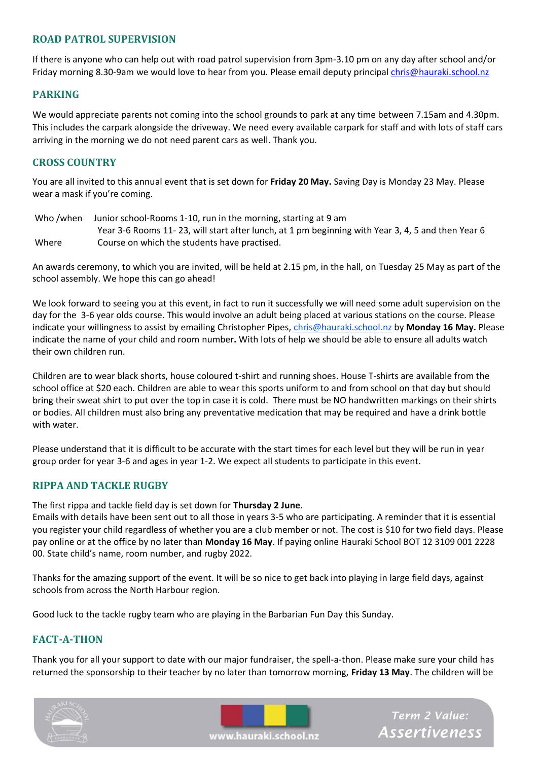## ROAD PATROL SUPERVISION

If there is anyone who can help out with road patrol supervision from 3pm-3.10 pm on any day after school and/or Friday morning 8.30-9am we would love to hear from you. Please email deputy principal chris@hauraki.school.nz

## PARKING

We would appreciate parents not coming into the school grounds to park at any time between 7.15am and 4.30pm. This includes the carpark alongside the driveway. We need every available carpark for staff and with lots of staff cars arriving in the morning we do not need parent cars as well. Thank you.

## CROSS COUNTRY

You are all invited to this annual event that is set down for **Friday 20 May.** Saving Day is Monday 23 May. Please wear a mask if you're coming.

| | |
|---|---|
| Who /when | Junior school-Rooms 1-10, run in the morning, starting at 9 am |
| | Year 3-6 Rooms 11- 23, will start after lunch, at 1 pm beginning with Year 3, 4, 5 and then Year 6 |
| Where | Course on which the students have practised. |

An awards ceremony, to which you are invited, will be held at 2.15 pm, in the hall, on Tuesday 25 May as part of the school assembly. We hope this can go ahead!

We look forward to seeing you at this event, in fact to run it successfully we will need some adult supervision on the day for the 3-6 year olds course. This would involve an adult being placed at various stations on the course. Please indicate your willingness to assist by emailing Christopher Pipes, chris@hauraki.school.nz by **Monday 16 May.** Please indicate the name of your child and room number**.** With lots of help we should be able to ensure all adults watch their own children run.

Children are to wear black shorts, house coloured t-shirt and running shoes. House T-shirts are available from the school office at $20 each. Children are able to wear this sports uniform to and from school on that day but should bring their sweat shirt to put over the top in case it is cold. There must be NO handwritten markings on their shirts or bodies. All children must also bring any preventative medication that may be required and have a drink bottle with water.

Please understand that it is difficult to be accurate with the start times for each level but they will be run in year group order for year 3-6 and ages in year 1-2. We expect all students to participate in this event.

## RIPPA AND TACKLE RUGBY

The first rippa and tackle field day is set down for **Thursday 2 June**.
Emails with details have been sent out to all those in years 3-5 who are participating. A reminder that it is essential you register your child regardless of whether you are a club member or not. The cost is $10 for two field days. Please pay online or at the office by no later than **Monday 16 May**. If paying online Hauraki School BOT 12 3109 001 2228 00. State child's name, room number, and rugby 2022.

Thanks for the amazing support of the event. It will be so nice to get back into playing in large field days, against schools from across the North Harbour region.

Good luck to the tackle rugby team who are playing in the Barbarian Fun Day this Sunday.

## FACT-A-THON

Thank you for all your support to date with our major fundraiser, the spell-a-thon. Please make sure your child has returned the sponsorship to their teacher by no later than tomorrow morning, **Friday 13 May**. The children will be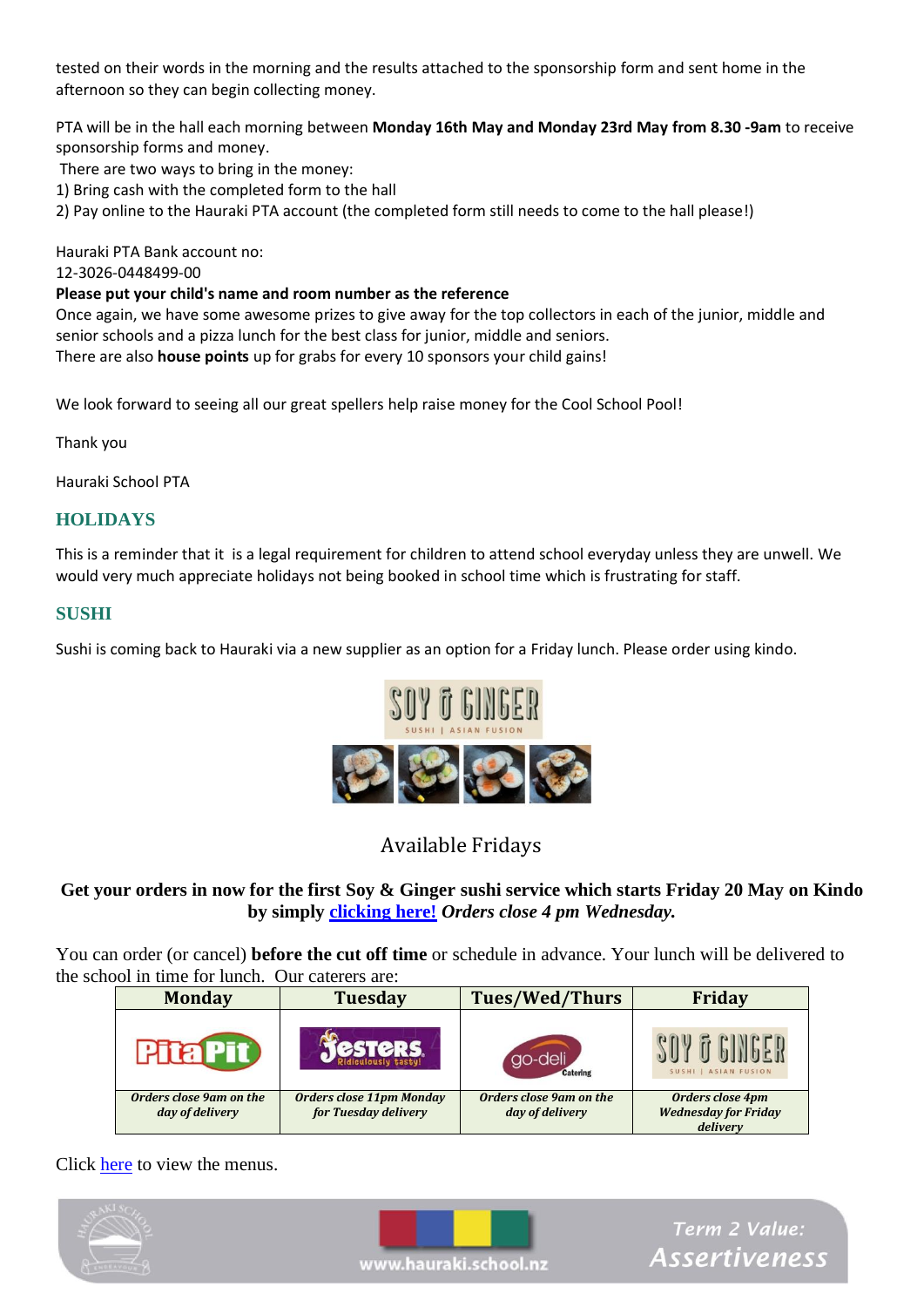tested on their words in the morning and the results attached to the sponsorship form and sent home in the afternoon so they can begin collecting money.

PTA will be in the hall each morning between **Monday 16th May and Monday 23rd May from 8.30 -9am** to receive sponsorship forms and money.

There are two ways to bring in the money:
1) Bring cash with the completed form to the hall
2) Pay online to the Hauraki PTA account (the completed form still needs to come to the hall please!)

Hauraki PTA Bank account no:
12-3026-0448499-00
**Please put your child's name and room number as the reference**
Once again, we have some awesome prizes to give away for the top collectors in each of the junior, middle and senior schools and a pizza lunch for the best class for junior, middle and seniors.
There are also **house points** up for grabs for every 10 sponsors your child gains!

We look forward to seeing all our great spellers help raise money for the Cool School Pool!

Thank you

Hauraki School PTA

## HOLIDAYS

This is a reminder that it is a legal requirement for children to attend school everyday unless they are unwell. We would very much appreciate holidays not being booked in school time which is frustrating for staff.

## SUSHI

Sushi is coming back to Hauraki via a new supplier as an option for a Friday lunch. Please order using kindo.

SOY & GINGER
SUSHI | ASIAN FUSION

Available Fridays

**Get your orders in now for the first Soy & Ginger sushi service which starts Friday 20 May on Kindo by simply [clicking here!](#) *Orders close 4 pm Wednesday.***

You can order (or cancel) **before the cut off time** or schedule in advance. Your lunch will be delivered to the school in time for lunch. Our caterers are:

| Monday | Tuesday | Tues/Wed/Thurs | Friday |
|---|---|---|---|
| Pita Pit | Jesters – Ridiculously tasty! | go-deli Catering | SOY & GINGER – SUSHI \| ASIAN FUSION |
| ***Orders close 9am on the day of delivery*** | ***Orders close 11pm Monday for Tuesday delivery*** | ***Orders close 9am on the day of delivery*** | ***Orders close 4pm Wednesday for Friday delivery*** |

Click [here](#) to view the menus.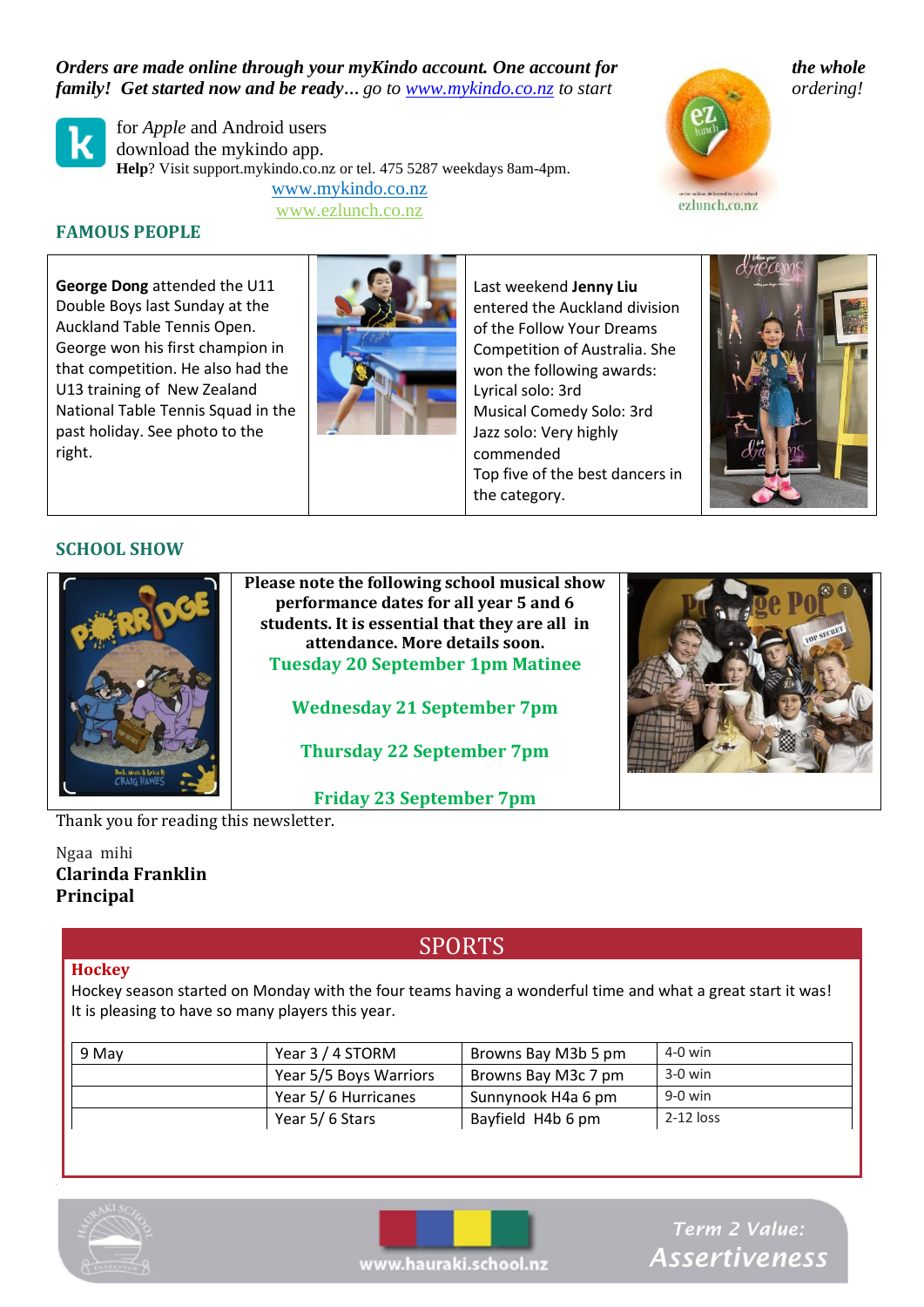***Orders are made online through your myKindo account. One account for the whole family! Get started now and be ready…*** *go to* [www.mykindo.co.nz](http://www.mykindo.co.nz) *to start ordering!*

for *Apple* and Android users download the mykindo app.
**Help**? Visit support.mykindo.co.nz or tel. 475 5287 weekdays 8am-4pm.

www.mykindo.co.nz

www.ezlunch.co.nz

ezlunch.co.nz

## FAMOUS PEOPLE

**George Dong** attended the U11 Double Boys last Sunday at the Auckland Table Tennis Open. George won his first champion in that competition. He also had the U13 training of New Zealand National Table Tennis Squad in the past holiday. See photo to the right.

Last weekend **Jenny Liu** entered the Auckland division of the Follow Your Dreams Competition of Australia. She won the following awards:
Lyrical solo: 3rd
Musical Comedy Solo: 3rd
Jazz solo: Very highly commended
Top five of the best dancers in the category.

## SCHOOL SHOW

**Please note the following school musical show performance dates for all year 5 and 6 students. It is essential that they are all in attendance. More details soon.**

**Tuesday 20 September 1pm Matinee**

**Wednesday 21 September 7pm**

**Thursday 22 September 7pm**

**Friday 23 September 7pm**

Thank you for reading this newsletter.

Ngaa mihi
**Clarinda Franklin**
**Principal**

## SPORTS

### Hockey

Hockey season started on Monday with the four teams having a wonderful time and what a great start it was! It is pleasing to have so many players this year.

| 9 May | Year 3 / 4 STORM | Browns Bay M3b 5 pm | 4-0 win |
|---|---|---|---|
| | Year 5/5 Boys Warriors | Browns Bay M3c 7 pm | 3-0 win |
| | Year 5/ 6 Hurricanes | Sunnynook H4a 6 pm | 9-0 win |
| | Year 5/ 6 Stars | Bayfield H4b 6 pm | 2-12 loss |

www.hauraki.school.nz

*Term 2 Value:* ***Assertiveness***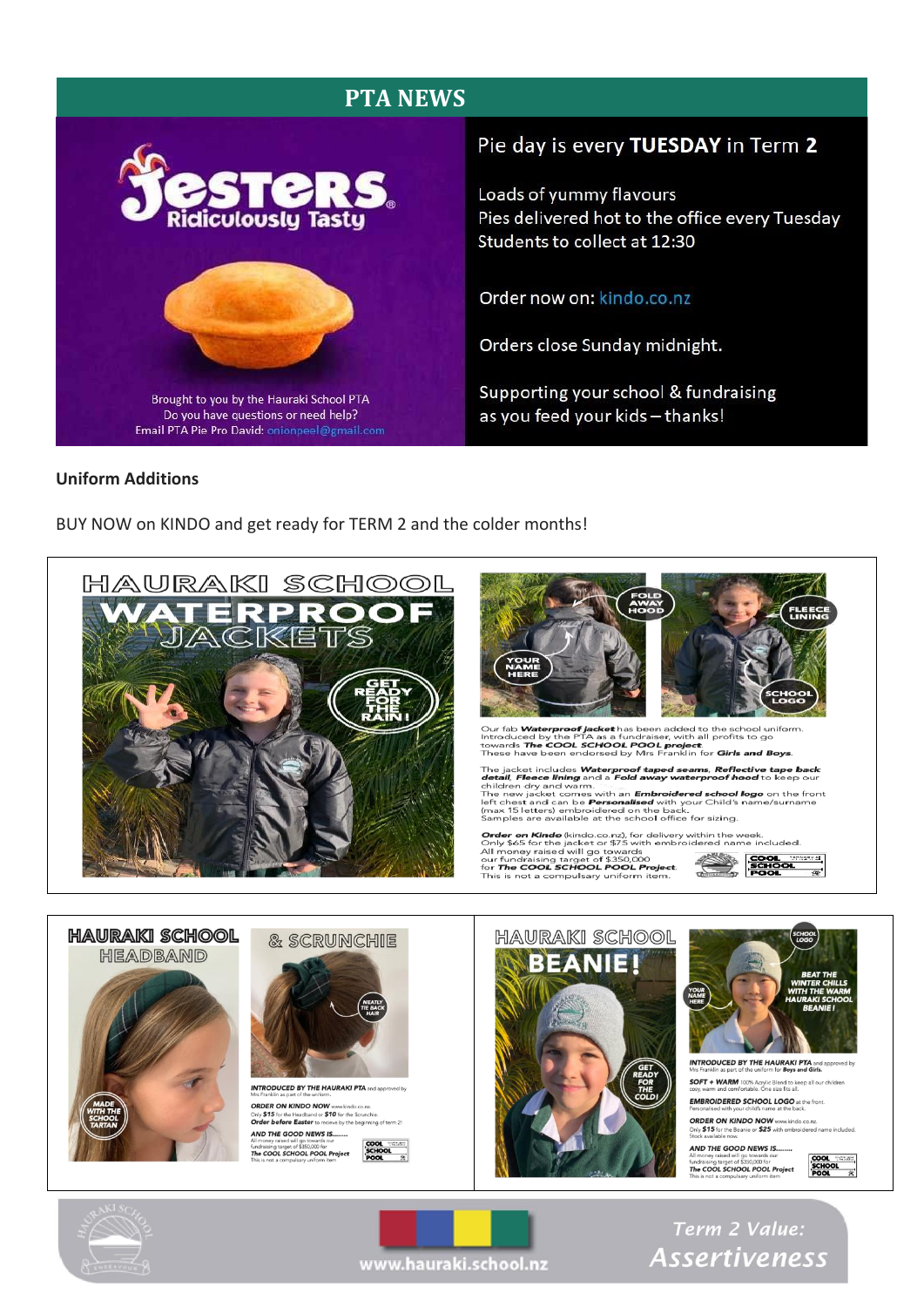## PTA NEWS

**Jesters** Ridiculously Tasty

Brought to you by the Hauraki School PTA
Do you have questions or need help?
Email PTA Pie Pro David: onionpeel@gmail.com

Pie day is every **TUESDAY** in Term **2**

Loads of yummy flavours
Pies delivered hot to the office every Tuesday
Students to collect at 12:30

Order now on: kindo.co.nz

Orders close Sunday midnight.

Supporting your school & fundraising as you feed your kids – thanks!

**Uniform Additions**

BUY NOW on KINDO and get ready for TERM 2 and the colder months!

### HAURAKI SCHOOL WATERPROOF JACKETS

GET READY FOR THE RAIN!

FOLD AWAY HOOD · YOUR NAME HERE · FLEECE LINING · SCHOOL LOGO

Our fab ***Waterproof jacket*** has been added to the school uniform. Introduced by the PTA as a fundraiser, with all profits to go towards ***The COOL SCHOOL POOL project***. These have been endorsed by Mrs Franklin for ***Girls and Boys***.

The jacket includes ***Waterproof taped seams, Reflective tape back detail, Fleece lining*** and a ***Fold away waterproof hood*** to keep our children dry and warm.
The new jacket comes with an ***Embroidered school logo*** on the front left chest and can be ***Personalised*** with your Child's name/surname (max 15 letters) embroidered on the back.
Samples are available at the school office for sizing.

***Order on Kindo*** (kindo.co.nz), for delivery within the week.
Only $65 for the jacket or $75 with embroidered name included.
All money raised will go towards our fundraising target of $350,000 for ***The COOL SCHOOL POOL Project***.
This is not a compulsory uniform item.

### HAURAKI SCHOOL HEADBAND & SCRUNCHIE

MADE WITH THE SCHOOL TARTAN · NEATLY TIE BACK HAIR

**INTRODUCED BY THE HAURAKI PTA** and approved by Mrs Franklin as part of the uniform.

**ORDER ON KINDO NOW** www.kindo.co.nz
Only **$15** for the Headband or **$10** for the Scrunchie.
**Order before Easter** to receive by the beginning of term 2!

**AND THE GOOD NEWS IS........**
All money raised will go towards our fundraising target of $350,000 for **The COOL SCHOOL POOL Project**
This is not a compulsory uniform item

### HAURAKI SCHOOL BEANIE!

GET READY FOR THE COLD! · SCHOOL LOGO · YOUR NAME HERE · BEAT THE WINTER CHILLS WITH THE WARM HAURAKI SCHOOL BEANIE!

**INTRODUCED BY THE HAURAKI PTA** and approved by Mrs Franklin as part of the uniform for **Boys and Girls**.

**SOFT + WARM** 100% Acrylic Blend to keep all our children cosy, warm and comfortable. One size fits all.

**EMBROIDERED SCHOOL LOGO** at the front. Personalised with your child's name at the back.

**ORDER ON KINDO NOW** www.kindo.co.nz
Only **$15** for the Beanie or **$25** with embroidered name included. Stock available now.

**AND THE GOOD NEWS IS........**
All money raised will go towards our fundraising target of $350,000 for **The COOL SCHOOL POOL Project**
This is not a compulsory uniform item

www.hauraki.school.nz

*Term 2 Value: Assertiveness*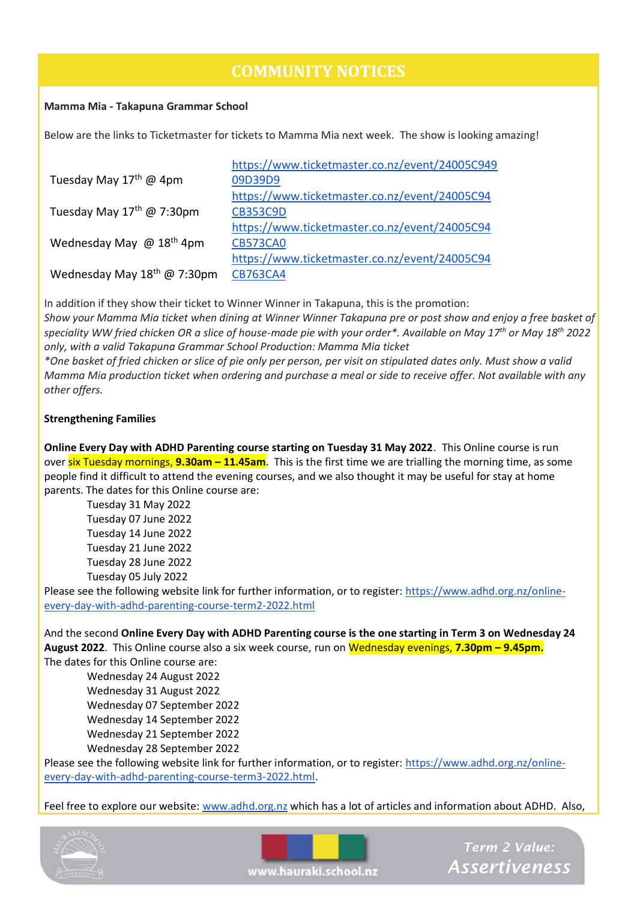# COMMUNITY NOTICES

**Mamma Mia - Takapuna Grammar School**

Below are the links to Ticketmaster for tickets to Mamma Mia next week. The show is looking amazing!

| | |
|---|---|
| Tuesday May 17th @ 4pm | https://www.ticketmaster.co.nz/event/24005C94909D39D9 |
| Tuesday May 17th @ 7:30pm | https://www.ticketmaster.co.nz/event/24005C94CB353C9D |
| Wednesday May @ 18th 4pm | https://www.ticketmaster.co.nz/event/24005C94CB573CA0 |
| Wednesday May 18th @ 7:30pm | https://www.ticketmaster.co.nz/event/24005C94CB763CA4 |

In addition if they show their ticket to Winner Winner in Takapuna, this is the promotion:
*Show your Mamma Mia ticket when dining at Winner Winner Takapuna pre or post show and enjoy a free basket of speciality WW fried chicken OR a slice of house-made pie with your order*. Available on May 17th or May 18th 2022 only, with a valid Takapuna Grammar School Production: Mamma Mia ticket*
**One basket of fried chicken or slice of pie only per person, per visit on stipulated dates only. Must show a valid Mamma Mia production ticket when ordering and purchase a meal or side to receive offer. Not available with any other offers.*

**Strengthening Families**

**Online Every Day with ADHD Parenting course starting on Tuesday 31 May 2022**. This Online course is run over six Tuesday mornings, **9.30am – 11.45am**. This is the first time we are trialling the morning time, as some people find it difficult to attend the evening courses, and we also thought it may be useful for stay at home parents. The dates for this Online course are:

- Tuesday 31 May 2022
- Tuesday 07 June 2022
- Tuesday 14 June 2022
- Tuesday 21 June 2022
- Tuesday 28 June 2022
- Tuesday 05 July 2022

Please see the following website link for further information, or to register: https://www.adhd.org.nz/online-every-day-with-adhd-parenting-course-term2-2022.html

And the second **Online Every Day with ADHD Parenting course is the one starting in Term 3 on Wednesday 24 August 2022**. This Online course also a six week course, run on Wednesday evenings, **7.30pm – 9.45pm.**
The dates for this Online course are:

- Wednesday 24 August 2022
- Wednesday 31 August 2022
- Wednesday 07 September 2022
- Wednesday 14 September 2022
- Wednesday 21 September 2022
- Wednesday 28 September 2022

Please see the following website link for further information, or to register: https://www.adhd.org.nz/online-every-day-with-adhd-parenting-course-term3-2022.html.

Feel free to explore our website: www.adhd.org.nz which has a lot of articles and information about ADHD. Also,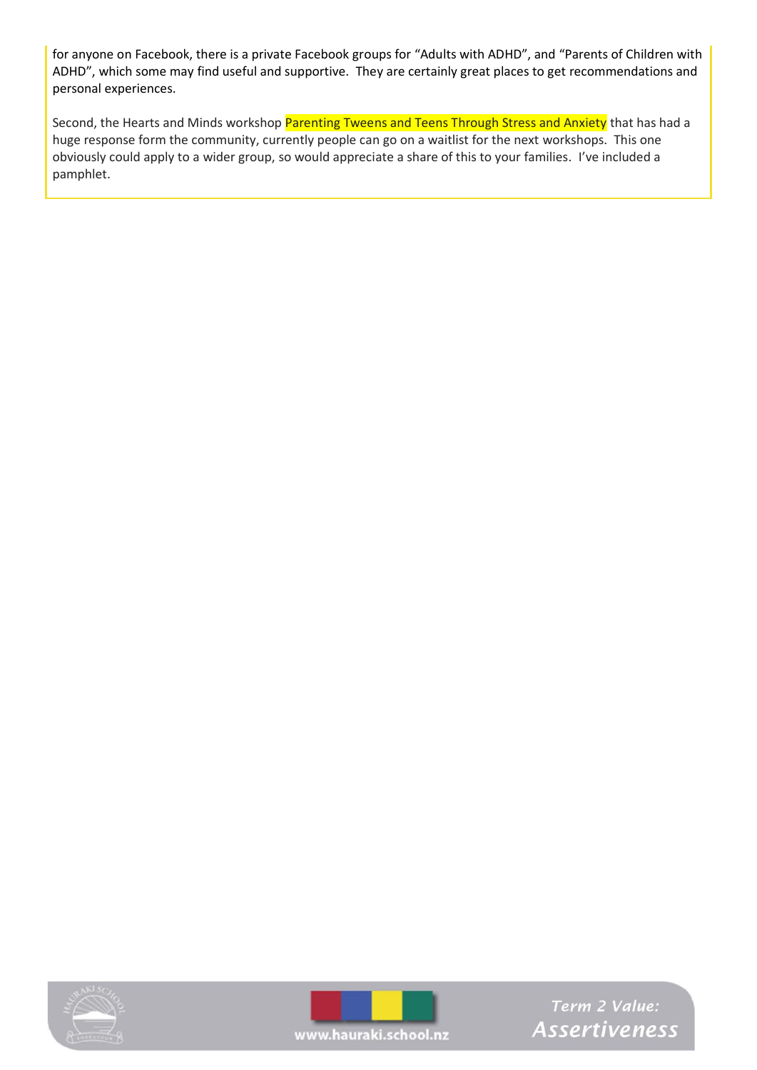for anyone on Facebook, there is a private Facebook groups for "Adults with ADHD", and "Parents of Children with ADHD", which some may find useful and supportive. They are certainly great places to get recommendations and personal experiences.

Second, the Hearts and Minds workshop Parenting Tweens and Teens Through Stress and Anxiety that has had a huge response form the community, currently people can go on a waitlist for the next workshops. This one obviously could apply to a wider group, so would appreciate a share of this to your families. I've included a pamphlet.